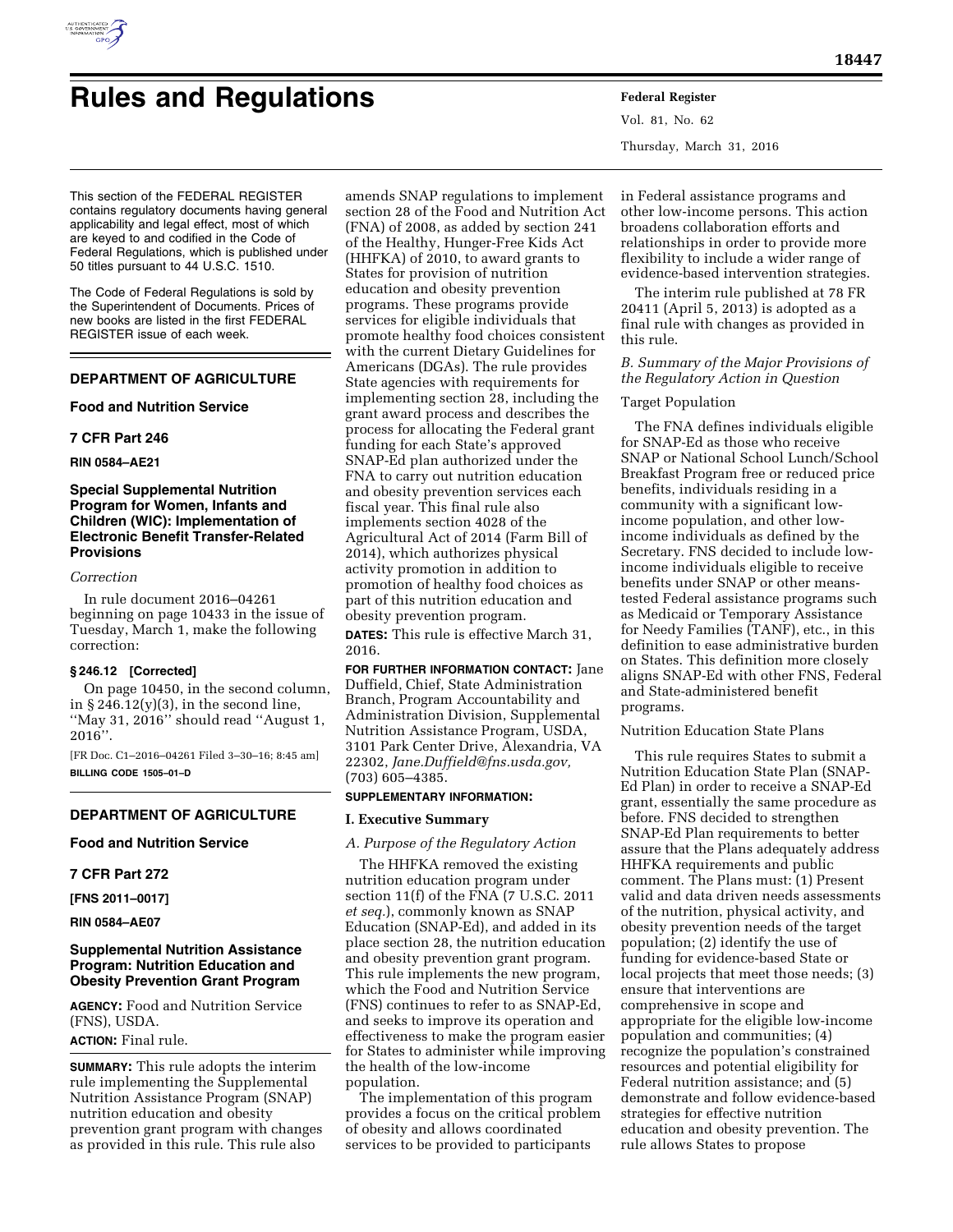# Rules and Regulations

This section of the FEDERAL REGISTER contains regulatory documents having general applicability and legal effect, most of which are keyed to and codified in the Code of Federal Regulations, which is published under 50 titles pursuant to 44 U.S.C. 1510.

The Code of Federal Regulations is sold by the Superintendent of Documents. Prices of new books are listed in the first FEDERAL REGISTER issue of each week.

## DEPARTMENT OF AGRICULTURE

### Food and Nutrition Service

### 7 CFR Part 246

**RIN 0584–AE21**

### Special Supplemental Nutrition Program for Women, Infants and Children (WIC): Implementation of Electronic Benefit Transfer-Related Provisions

*Correction*

In rule document 2016–04261 beginning on page 10433 in the issue of Tuesday, March 1, make the following correction:

#### § 246.12 [Corrected]

On page 10450, in the second column, in § 246.12(y)(3), in the second line, ''May 31, 2016'' should read ''August 1, 2016''.

[FR Doc. C1–2016–04261 Filed 3–30–16; 8:45 am]

**BILLING CODE 1505–01–D**

## DEPARTMENT OF AGRICULTURE

### Food and Nutrition Service

### 7 CFR Part 272

**[FNS 2011–0017]**

**RIN 0584–AE07**

### Supplemental Nutrition Assistance Program: Nutrition Education and Obesity Prevention Grant Program

**AGENCY:** Food and Nutrition Service (FNS), USDA.

**ACTION:** Final rule.

**SUMMARY:** This rule adopts the interim rule implementing the Supplemental Nutrition Assistance Program (SNAP) nutrition education and obesity prevention grant program with changes as provided in this rule. This rule also amends SNAP regulations to implement section 28 of the Food and Nutrition Act (FNA) of 2008, as added by section 241 of the Healthy, Hunger-Free Kids Act (HHFKA) of 2010, to award grants to States for provision of nutrition education and obesity prevention programs. These programs provide services for eligible individuals that promote healthy food choices consistent with the current Dietary Guidelines for Americans (DGAs). The rule provides State agencies with requirements for implementing section 28, including the grant award process and describes the process for allocating the Federal grant funding for each State's approved SNAP-Ed plan authorized under the FNA to carry out nutrition education and obesity prevention services each fiscal year. This final rule also implements section 4028 of the Agricultural Act of 2014 (Farm Bill of 2014), which authorizes physical activity promotion in addition to promotion of healthy food choices as part of this nutrition education and obesity prevention program.

**DATES:** This rule is effective March 31, 2016.

**FOR FURTHER INFORMATION CONTACT:** Jane Duffield, Chief, State Administration Branch, Program Accountability and Administration Division, Supplemental Nutrition Assistance Program, USDA, 3101 Park Center Drive, Alexandria, VA 22302, *Jane.Duffield@fns.usda.gov,* (703) 605–4385.

**SUPPLEMENTARY INFORMATION:**

#### I. Executive Summary

*A. Purpose of the Regulatory Action*

The HHFKA removed the existing nutrition education program under section 11(f) of the FNA (7 U.S.C. 2011 *et seq.*), commonly known as SNAP Education (SNAP-Ed), and added in its place section 28, the nutrition education and obesity prevention grant program. This rule implements the new program, which the Food and Nutrition Service (FNS) continues to refer to as SNAP-Ed, and seeks to improve its operation and effectiveness to make the program easier for States to administer while improving the health of the low-income population.

The implementation of this program provides a focus on the critical problem of obesity and allows coordinated services to be provided to participants in Federal assistance programs and other low-income persons. This action broadens collaboration efforts and relationships in order to provide more flexibility to include a wider range of evidence-based intervention strategies.

The interim rule published at 78 FR 20411 (April 5, 2013) is adopted as a final rule with changes as provided in this rule.

*B. Summary of the Major Provisions of the Regulatory Action in Question*

Target Population

The FNA defines individuals eligible for SNAP-Ed as those who receive SNAP or National School Lunch/School Breakfast Program free or reduced price benefits, individuals residing in a community with a significant low-income population, and other low-income individuals as defined by the Secretary. FNS decided to include low-income individuals eligible to receive benefits under SNAP or other means-tested Federal assistance programs such as Medicaid or Temporary Assistance for Needy Families (TANF), etc., in this definition to ease administrative burden on States. This definition more closely aligns SNAP-Ed with other FNS, Federal and State-administered benefit programs.

Nutrition Education State Plans

This rule requires States to submit a Nutrition Education State Plan (SNAP-Ed Plan) in order to receive a SNAP-Ed grant, essentially the same procedure as before. FNS decided to strengthen SNAP-Ed Plan requirements to better assure that the Plans adequately address HHFKA requirements and public comment. The Plans must: (1) Present valid and data driven needs assessments of the nutrition, physical activity, and obesity prevention needs of the target population; (2) identify the use of funding for evidence-based State or local projects that meet those needs; (3) ensure that interventions are comprehensive in scope and appropriate for the eligible low-income population and communities; (4) recognize the population's constrained resources and potential eligibility for Federal nutrition assistance; and (5) demonstrate and follow evidence-based strategies for effective nutrition education and obesity prevention. The rule allows States to propose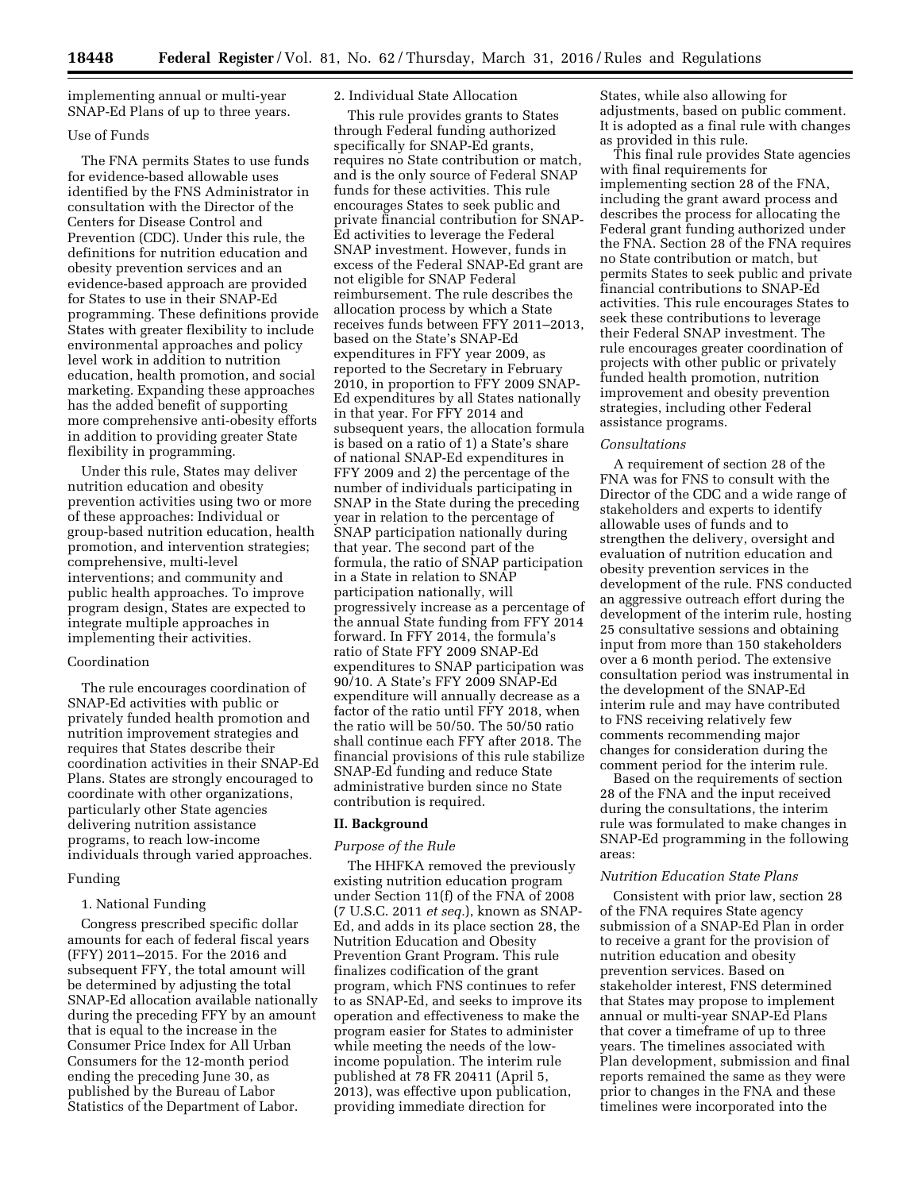implementing annual or multi-year SNAP-Ed Plans of up to three years.

Use of Funds

The FNA permits States to use funds for evidence-based allowable uses identified by the FNS Administrator in consultation with the Director of the Centers for Disease Control and Prevention (CDC). Under this rule, the definitions for nutrition education and obesity prevention services and an evidence-based approach are provided for States to use in their SNAP-Ed programming. These definitions provide States with greater flexibility to include environmental approaches and policy level work in addition to nutrition education, health promotion, and social marketing. Expanding these approaches has the added benefit of supporting more comprehensive anti-obesity efforts in addition to providing greater State flexibility in programming.

Under this rule, States may deliver nutrition education and obesity prevention activities using two or more of these approaches: Individual or group-based nutrition education, health promotion, and intervention strategies; comprehensive, multi-level interventions; and community and public health approaches. To improve program design, States are expected to integrate multiple approaches in implementing their activities.

Coordination

The rule encourages coordination of SNAP-Ed activities with public or privately funded health promotion and nutrition improvement strategies and requires that States describe their coordination activities in their SNAP-Ed Plans. States are strongly encouraged to coordinate with other organizations, particularly other State agencies delivering nutrition assistance programs, to reach low-income individuals through varied approaches.

Funding

1. National Funding

Congress prescribed specific dollar amounts for each of federal fiscal years (FFY) 2011–2015. For the 2016 and subsequent FFY, the total amount will be determined by adjusting the total SNAP-Ed allocation available nationally during the preceding FFY by an amount that is equal to the increase in the Consumer Price Index for All Urban Consumers for the 12-month period ending the preceding June 30, as published by the Bureau of Labor Statistics of the Department of Labor.

2. Individual State Allocation

This rule provides grants to States through Federal funding authorized specifically for SNAP-Ed grants, requires no State contribution or match, and is the only source of Federal SNAP funds for these activities. This rule encourages States to seek public and private financial contribution for SNAP-Ed activities to leverage the Federal SNAP investment. However, funds in excess of the Federal SNAP-Ed grant are not eligible for SNAP Federal reimbursement. The rule describes the allocation process by which a State receives funds between FFY 2011–2013, based on the State's SNAP-Ed expenditures in FFY year 2009, as reported to the Secretary in February 2010, in proportion to FFY 2009 SNAP-Ed expenditures by all States nationally in that year. For FFY 2014 and subsequent years, the allocation formula is based on a ratio of 1) a State's share of national SNAP-Ed expenditures in FFY 2009 and 2) the percentage of the number of individuals participating in SNAP in the State during the preceding year in relation to the percentage of SNAP participation nationally during that year. The second part of the formula, the ratio of SNAP participation in a State in relation to SNAP participation nationally, will progressively increase as a percentage of the annual State funding from FFY 2014 forward. In FFY 2014, the formula's ratio of State FFY 2009 SNAP-Ed expenditures to SNAP participation was 90/10. A State's FFY 2009 SNAP-Ed expenditure will annually decrease as a factor of the ratio until FFY 2018, when the ratio will be 50/50. The 50/50 ratio shall continue each FFY after 2018. The financial provisions of this rule stabilize SNAP-Ed funding and reduce State administrative burden since no State contribution is required.

## II. Background

### *Purpose of the Rule*

The HHFKA removed the previously existing nutrition education program under Section 11(f) of the FNA of 2008 (7 U.S.C. 2011 *et seq.*), known as SNAP-Ed, and adds in its place section 28, the Nutrition Education and Obesity Prevention Grant Program. This rule finalizes codification of the grant program, which FNS continues to refer to as SNAP-Ed, and seeks to improve its operation and effectiveness to make the program easier for States to administer while meeting the needs of the low-income population. The interim rule published at 78 FR 20411 (April 5, 2013), was effective upon publication, providing immediate direction for States, while also allowing for adjustments, based on public comment. It is adopted as a final rule with changes as provided in this rule.

This final rule provides State agencies with final requirements for implementing section 28 of the FNA, including the grant award process and describes the process for allocating the Federal grant funding authorized under the FNA. Section 28 of the FNA requires no State contribution or match, but permits States to seek public and private financial contributions to SNAP-Ed activities. This rule encourages States to seek these contributions to leverage their Federal SNAP investment. The rule encourages greater coordination of projects with other public or privately funded health promotion, nutrition improvement and obesity prevention strategies, including other Federal assistance programs.

### *Consultations*

A requirement of section 28 of the FNA was for FNS to consult with the Director of the CDC and a wide range of stakeholders and experts to identify allowable uses of funds and to strengthen the delivery, oversight and evaluation of nutrition education and obesity prevention services in the development of the rule. FNS conducted an aggressive outreach effort during the development of the interim rule, hosting 25 consultative sessions and obtaining input from more than 150 stakeholders over a 6 month period. The extensive consultation period was instrumental in the development of the SNAP-Ed interim rule and may have contributed to FNS receiving relatively few comments recommending major changes for consideration during the comment period for the interim rule.

Based on the requirements of section 28 of the FNA and the input received during the consultations, the interim rule was formulated to make changes in SNAP-Ed programming in the following areas:

### *Nutrition Education State Plans*

Consistent with prior law, section 28 of the FNA requires State agency submission of a SNAP-Ed Plan in order to receive a grant for the provision of nutrition education and obesity prevention services. Based on stakeholder interest, FNS determined that States may propose to implement annual or multi-year SNAP-Ed Plans that cover a timeframe of up to three years. The timelines associated with Plan development, submission and final reports remained the same as they were prior to changes in the FNA and these timelines were incorporated into the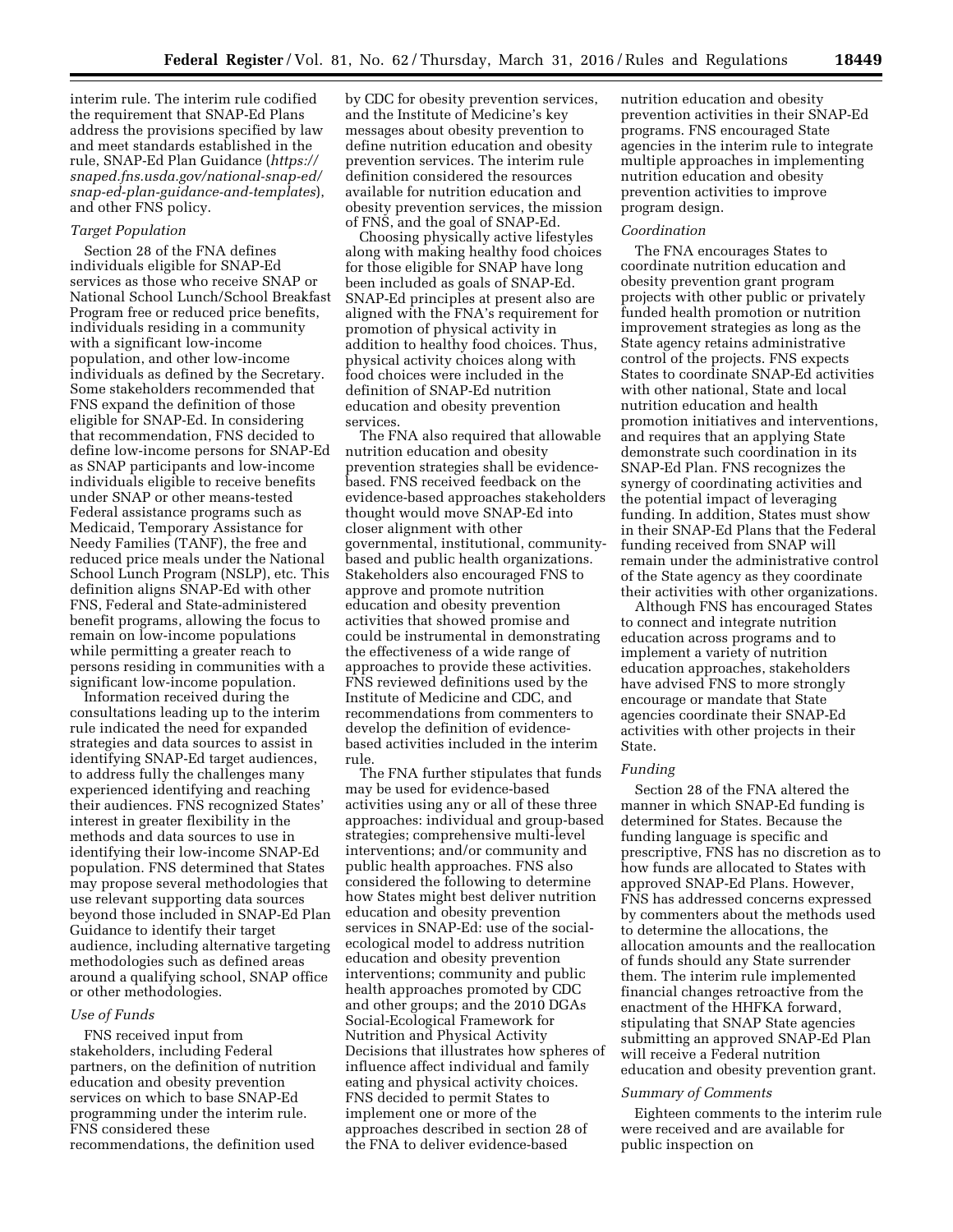interim rule. The interim rule codified the requirement that SNAP-Ed Plans address the provisions specified by law and meet standards established in the rule, SNAP-Ed Plan Guidance (*https://snaped.fns.usda.gov/national-snap-ed/snap-ed-plan-guidance-and-templates*), and other FNS policy.

### *Target Population*

Section 28 of the FNA defines individuals eligible for SNAP-Ed services as those who receive SNAP or National School Lunch/School Breakfast Program free or reduced price benefits, individuals residing in a community with a significant low-income population, and other low-income individuals as defined by the Secretary. Some stakeholders recommended that FNS expand the definition of those eligible for SNAP-Ed. In considering that recommendation, FNS decided to define low-income persons for SNAP-Ed as SNAP participants and low-income individuals eligible to receive benefits under SNAP or other means-tested Federal assistance programs such as Medicaid, Temporary Assistance for Needy Families (TANF), the free and reduced price meals under the National School Lunch Program (NSLP), etc. This definition aligns SNAP-Ed with other FNS, Federal and State-administered benefit programs, allowing the focus to remain on low-income populations while permitting a greater reach to persons residing in communities with a significant low-income population.

Information received during the consultations leading up to the interim rule indicated the need for expanded strategies and data sources to assist in identifying SNAP-Ed target audiences, to address fully the challenges many experienced identifying and reaching their audiences. FNS recognized States' interest in greater flexibility in the methods and data sources to use in identifying their low-income SNAP-Ed population. FNS determined that States may propose several methodologies that use relevant supporting data sources beyond those included in SNAP-Ed Plan Guidance to identify their target audience, including alternative targeting methodologies such as defined areas around a qualifying school, SNAP office or other methodologies.

### *Use of Funds*

FNS received input from stakeholders, including Federal partners, on the definition of nutrition education and obesity prevention services on which to base SNAP-Ed programming under the interim rule. FNS considered these recommendations, the definition used by CDC for obesity prevention services, and the Institute of Medicine's key messages about obesity prevention to define nutrition education and obesity prevention services. The interim rule definition considered the resources available for nutrition education and obesity prevention services, the mission of FNS, and the goal of SNAP-Ed.

Choosing physically active lifestyles along with making healthy food choices for those eligible for SNAP have long been included as goals of SNAP-Ed. SNAP-Ed principles at present also are aligned with the FNA's requirement for promotion of physical activity in addition to healthy food choices. Thus, physical activity choices along with food choices were included in the definition of SNAP-Ed nutrition education and obesity prevention services.

The FNA also required that allowable nutrition education and obesity prevention strategies shall be evidence-based. FNS received feedback on the evidence-based approaches stakeholders thought would move SNAP-Ed into closer alignment with other governmental, institutional, community-based and public health organizations. Stakeholders also encouraged FNS to approve and promote nutrition education and obesity prevention activities that showed promise and could be instrumental in demonstrating the effectiveness of a wide range of approaches to provide these activities. FNS reviewed definitions used by the Institute of Medicine and CDC, and recommendations from commenters to develop the definition of evidence-based activities included in the interim rule.

The FNA further stipulates that funds may be used for evidence-based activities using any or all of these three approaches: individual and group-based strategies; comprehensive multi-level interventions; and/or community and public health approaches. FNS also considered the following to determine how States might best deliver nutrition education and obesity prevention services in SNAP-Ed: use of the social-ecological model to address nutrition education and obesity prevention interventions; community and public health approaches promoted by CDC and other groups; and the 2010 DGAs Social-Ecological Framework for Nutrition and Physical Activity Decisions that illustrates how spheres of influence affect individual and family eating and physical activity choices. FNS decided to permit States to implement one or more of the approaches described in section 28 of the FNA to deliver evidence-based nutrition education and obesity prevention activities in their SNAP-Ed programs. FNS encouraged State agencies in the interim rule to integrate multiple approaches in implementing nutrition education and obesity prevention activities to improve program design.

### *Coordination*

The FNA encourages States to coordinate nutrition education and obesity prevention grant program projects with other public or privately funded health promotion or nutrition improvement strategies as long as the State agency retains administrative control of the projects. FNS expects States to coordinate SNAP-Ed activities with other national, State and local nutrition education and health promotion initiatives and interventions, and requires that an applying State demonstrate such coordination in its SNAP-Ed Plan. FNS recognizes the synergy of coordinating activities and the potential impact of leveraging funding. In addition, States must show in their SNAP-Ed Plans that the Federal funding received from SNAP will remain under the administrative control of the State agency as they coordinate their activities with other organizations.

Although FNS has encouraged States to connect and integrate nutrition education across programs and to implement a variety of nutrition education approaches, stakeholders have advised FNS to more strongly encourage or mandate that State agencies coordinate their SNAP-Ed activities with other projects in their State.

### *Funding*

Section 28 of the FNA altered the manner in which SNAP-Ed funding is determined for States. Because the funding language is specific and prescriptive, FNS has no discretion as to how funds are allocated to States with approved SNAP-Ed Plans. However, FNS has addressed concerns expressed by commenters about the methods used to determine the allocations, the allocation amounts and the reallocation of funds should any State surrender them. The interim rule implemented financial changes retroactive from the enactment of the HHFKA forward, stipulating that SNAP State agencies submitting an approved SNAP-Ed Plan will receive a Federal nutrition education and obesity prevention grant.

### *Summary of Comments*

Eighteen comments to the interim rule were received and are available for public inspection on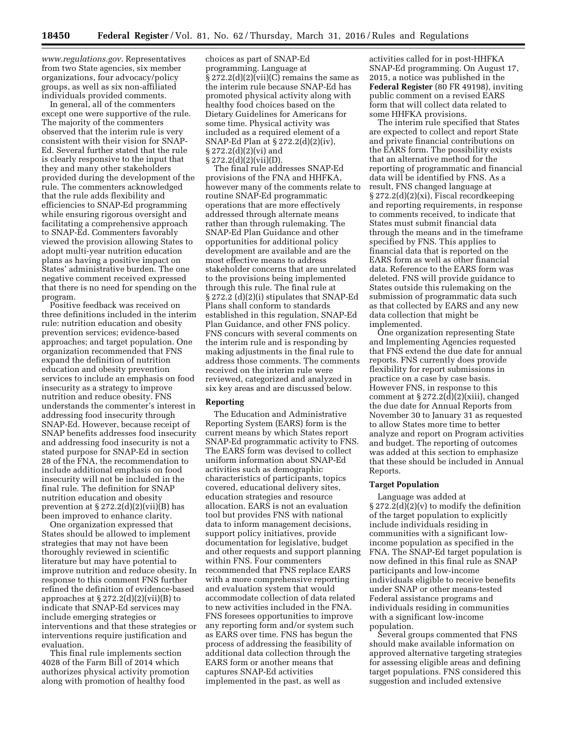*www.regulations.gov.* Representatives from two State agencies, six member organizations, four advocacy/policy groups, as well as six non-affiliated individuals provided comments.

In general, all of the commenters except one were supportive of the rule. The majority of the commenters observed that the interim rule is very consistent with their vision for SNAP-Ed. Several further stated that the rule is clearly responsive to the input that they and many other stakeholders provided during the development of the rule. The commenters acknowledged that the rule adds flexibility and efficiencies to SNAP-Ed programming while ensuring rigorous oversight and facilitating a comprehensive approach to SNAP-Ed. Commenters favorably viewed the provision allowing States to adopt multi-year nutrition education plans as having a positive impact on States' administrative burden. The one negative comment received expressed that there is no need for spending on the program.

Positive feedback was received on three definitions included in the interim rule: nutrition education and obesity prevention services; evidence-based approaches; and target population. One organization recommended that FNS expand the definition of nutrition education and obesity prevention services to include an emphasis on food insecurity as a strategy to improve nutrition and reduce obesity. FNS understands the commenter's interest in addressing food insecurity through SNAP-Ed. However, because receipt of SNAP benefits addresses food insecurity and addressing food insecurity is not a stated purpose for SNAP-Ed in section 28 of the FNA, the recommendation to include additional emphasis on food insecurity will not be included in the final rule. The definition for SNAP nutrition education and obesity prevention at § 272.2(d)(2)(vii)(B) has been improved to enhance clarity.

One organization expressed that States should be allowed to implement strategies that may not have been thoroughly reviewed in scientific literature but may have potential to improve nutrition and reduce obesity. In response to this comment FNS further refined the definition of evidence-based approaches at § 272.2(d)(2)(vii)(B) to indicate that SNAP-Ed services may include emerging strategies or interventions and that these strategies or interventions require justification and evaluation.

This final rule implements section 4028 of the Farm Bill of 2014 which authorizes physical activity promotion along with promotion of healthy food choices as part of SNAP-Ed programming. Language at § 272.2(d)(2)(vii)(C) remains the same as the interim rule because SNAP-Ed has promoted physical activity along with healthy food choices based on the Dietary Guidelines for Americans for some time. Physical activity was included as a required element of a SNAP-Ed Plan at § 272.2(d)(2)(iv), § 272.2(d)(2)(vi) and § 272.2(d)(2)(vii)(D).

The final rule addresses SNAP-Ed provisions of the FNA and HHFKA, however many of the comments relate to routine SNAP-Ed programmatic operations that are more effectively addressed through alternate means rather than through rulemaking. The SNAP-Ed Plan Guidance and other opportunities for additional policy development are available and are the most effective means to address stakeholder concerns that are unrelated to the provisions being implemented through this rule. The final rule at § 272.2 (d)(2)(i) stipulates that SNAP-Ed Plans shall conform to standards established in this regulation, SNAP-Ed Plan Guidance, and other FNS policy. FNS concurs with several comments on the interim rule and is responding by making adjustments in the final rule to address those comments. The comments received on the interim rule were reviewed, categorized and analyzed in six key areas and are discussed below.

## Reporting

The Education and Administrative Reporting System (EARS) form is the current means by which States report SNAP-Ed programmatic activity to FNS. The EARS form was devised to collect uniform information about SNAP-Ed activities such as demographic characteristics of participants, topics covered, educational delivery sites, education strategies and resource allocation. EARS is not an evaluation tool but provides FNS with national data to inform management decisions, support policy initiatives, provide documentation for legislative, budget and other requests and support planning within FNS. Four commenters recommended that FNS replace EARS with a more comprehensive reporting and evaluation system that would accommodate collection of data related to new activities included in the FNA. FNS foresees opportunities to improve any reporting form and/or system such as EARS over time. FNS has begun the process of addressing the feasibility of additional data collection through the EARS form or another means that captures SNAP-Ed activities implemented in the past, as well as activities called for in post-HHFKA SNAP-Ed programming. On August 17, 2015, a notice was published in the **Federal Register** (80 FR 49198), inviting public comment on a revised EARS form that will collect data related to some HHFKA provisions.

The interim rule specified that States are expected to collect and report State and private financial contributions on the EARS form. The possibility exists that an alternative method for the reporting of programmatic and financial data will be identified by FNS. As a result, FNS changed language at § 272.2(d)(2)(xi), Fiscal recordkeeping and reporting requirements, in response to comments received, to indicate that States must submit financial data through the means and in the timeframe specified by FNS. This applies to financial data that is reported on the EARS form as well as other financial data. Reference to the EARS form was deleted. FNS will provide guidance to States outside this rulemaking on the submission of programmatic data such as that collected by EARS and any new data collection that might be implemented.

One organization representing State and Implementing Agencies requested that FNS extend the due date for annual reports. FNS currently does provide flexibility for report submissions in practice on a case by case basis. However FNS, in response to this comment at § 272.2(d)(2)(xiii), changed the due date for Annual Reports from November 30 to January 31 as requested to allow States more time to better analyze and report on Program activities and budget. The reporting of outcomes was added at this section to emphasize that these should be included in Annual Reports.

## Target Population

Language was added at § 272.2(d)(2)(v) to modify the definition of the target population to explicitly include individuals residing in communities with a significant low-income population as specified in the FNA. The SNAP-Ed target population is now defined in this final rule as SNAP participants and low-income individuals eligible to receive benefits under SNAP or other means-tested Federal assistance programs and individuals residing in communities with a significant low-income population.

Several groups commented that FNS should make available information on approved alternative targeting strategies for assessing eligible areas and defining target populations. FNS considered this suggestion and included extensive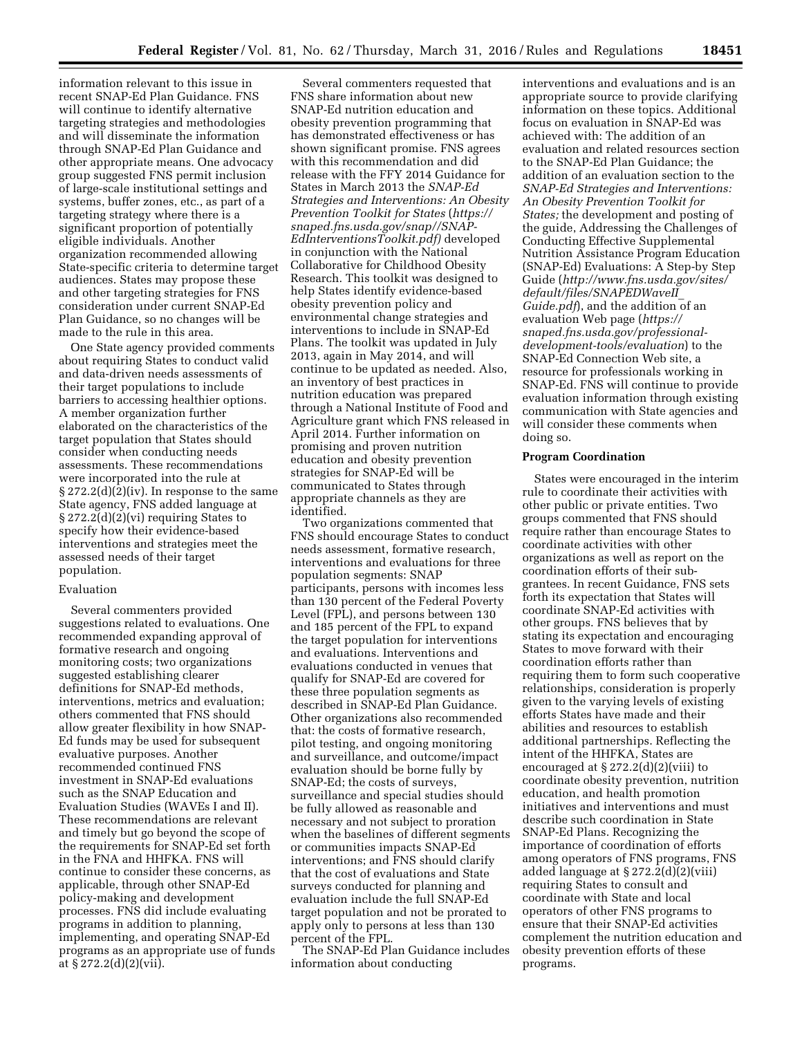information relevant to this issue in recent SNAP-Ed Plan Guidance. FNS will continue to identify alternative targeting strategies and methodologies and will disseminate the information through SNAP-Ed Plan Guidance and other appropriate means. One advocacy group suggested FNS permit inclusion of large-scale institutional settings and systems, buffer zones, etc., as part of a targeting strategy where there is a significant proportion of potentially eligible individuals. Another organization recommended allowing State-specific criteria to determine target audiences. States may propose these and other targeting strategies for FNS consideration under current SNAP-Ed Plan Guidance, so no changes will be made to the rule in this area.

One State agency provided comments about requiring States to conduct valid and data-driven needs assessments of their target populations to include barriers to accessing healthier options. A member organization further elaborated on the characteristics of the target population that States should consider when conducting needs assessments. These recommendations were incorporated into the rule at § 272.2(d)(2)(iv). In response to the same State agency, FNS added language at § 272.2(d)(2)(vi) requiring States to specify how their evidence-based interventions and strategies meet the assessed needs of their target population.

### Evaluation

Several commenters provided suggestions related to evaluations. One recommended expanding approval of formative research and ongoing monitoring costs; two organizations suggested establishing clearer definitions for SNAP-Ed methods, interventions, metrics and evaluation; others commented that FNS should allow greater flexibility in how SNAP-Ed funds may be used for subsequent evaluative purposes. Another recommended continued FNS investment in SNAP-Ed evaluations such as the SNAP Education and Evaluation Studies (WAVEs I and II). These recommendations are relevant and timely but go beyond the scope of the requirements for SNAP-Ed set forth in the FNA and HHFKA. FNS will continue to consider these concerns, as applicable, through other SNAP-Ed policy-making and development processes. FNS did include evaluating programs in addition to planning, implementing, and operating SNAP-Ed programs as an appropriate use of funds at § 272.2(d)(2)(vii).

Several commenters requested that FNS share information about new SNAP-Ed nutrition education and obesity prevention programming that has demonstrated effectiveness or has shown significant promise. FNS agrees with this recommendation and did release with the FFY 2014 Guidance for States in March 2013 the *SNAP-Ed Strategies and Interventions: An Obesity Prevention Toolkit for States* (*https://snaped.fns.usda.gov/snap//SNAP-EdInterventionsToolkit.pdf)* developed in conjunction with the National Collaborative for Childhood Obesity Research. This toolkit was designed to help States identify evidence-based obesity prevention policy and environmental change strategies and interventions to include in SNAP-Ed Plans. The toolkit was updated in July 2013, again in May 2014, and will continue to be updated as needed. Also, an inventory of best practices in nutrition education was prepared through a National Institute of Food and Agriculture grant which FNS released in April 2014. Further information on promising and proven nutrition education and obesity prevention strategies for SNAP-Ed will be communicated to States through appropriate channels as they are identified.

Two organizations commented that FNS should encourage States to conduct needs assessment, formative research, interventions and evaluations for three population segments: SNAP participants, persons with incomes less than 130 percent of the Federal Poverty Level (FPL), and persons between 130 and 185 percent of the FPL to expand the target population for interventions and evaluations. Interventions and evaluations conducted in venues that qualify for SNAP-Ed are covered for these three population segments as described in SNAP-Ed Plan Guidance. Other organizations also recommended that: the costs of formative research, pilot testing, and ongoing monitoring and surveillance, and outcome/impact evaluation should be borne fully by SNAP-Ed; the costs of surveys, surveillance and special studies should be fully allowed as reasonable and necessary and not subject to proration when the baselines of different segments or communities impacts SNAP-Ed interventions; and FNS should clarify that the cost of evaluations and State surveys conducted for planning and evaluation include the full SNAP-Ed target population and not be prorated to apply only to persons at less than 130 percent of the FPL.

The SNAP-Ed Plan Guidance includes information about conducting interventions and evaluations and is an appropriate source to provide clarifying information on these topics. Additional focus on evaluation in SNAP-Ed was achieved with: The addition of an evaluation and related resources section to the SNAP-Ed Plan Guidance; the addition of an evaluation section to the *SNAP-Ed Strategies and Interventions: An Obesity Prevention Toolkit for States;* the development and posting of the guide, Addressing the Challenges of Conducting Effective Supplemental Nutrition Assistance Program Education (SNAP-Ed) Evaluations: A Step-by Step Guide (*http://www.fns.usda.gov/sites/default/files/SNAPEDWaveII_Guide.pdf*), and the addition of an evaluation Web page (*https://snaped.fns.usda.gov/professional-development-tools/evaluation*) to the SNAP-Ed Connection Web site, a resource for professionals working in SNAP-Ed. FNS will continue to provide evaluation information through existing communication with State agencies and will consider these comments when doing so.

**Program Coordination**

States were encouraged in the interim rule to coordinate their activities with other public or private entities. Two groups commented that FNS should require rather than encourage States to coordinate activities with other organizations as well as report on the coordination efforts of their sub-grantees. In recent Guidance, FNS sets forth its expectation that States will coordinate SNAP-Ed activities with other groups. FNS believes that by stating its expectation and encouraging States to move forward with their coordination efforts rather than requiring them to form such cooperative relationships, consideration is properly given to the varying levels of existing efforts States have made and their abilities and resources to establish additional partnerships. Reflecting the intent of the HHFKA, States are encouraged at § 272.2(d)(2)(viii) to coordinate obesity prevention, nutrition education, and health promotion initiatives and interventions and must describe such coordination in State SNAP-Ed Plans. Recognizing the importance of coordination of efforts among operators of FNS programs, FNS added language at § 272.2(d)(2)(viii) requiring States to consult and coordinate with State and local operators of other FNS programs to ensure that their SNAP-Ed activities complement the nutrition education and obesity prevention efforts of these programs.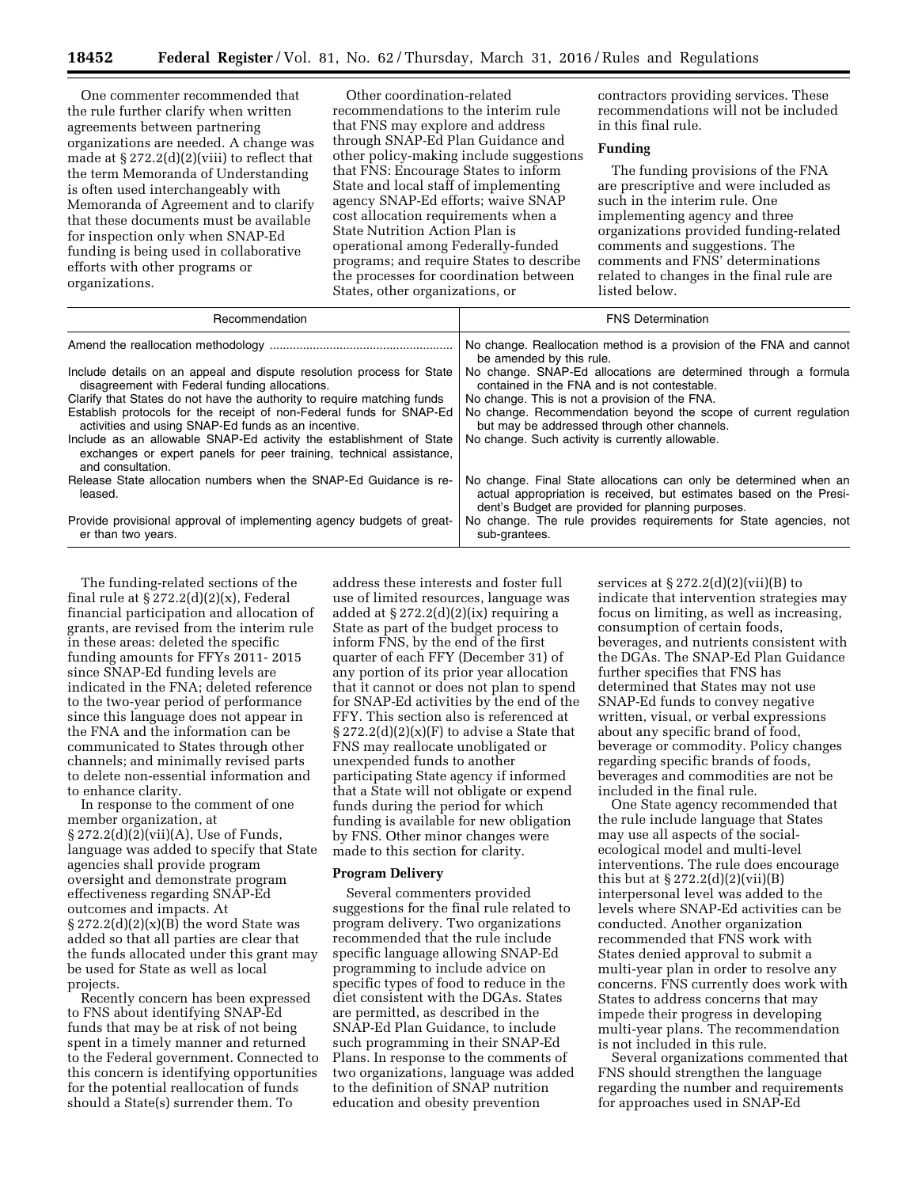One commenter recommended that the rule further clarify when written agreements between partnering organizations are needed. A change was made at § 272.2(d)(2)(viii) to reflect that the term Memoranda of Understanding is often used interchangeably with Memoranda of Agreement and to clarify that these documents must be available for inspection only when SNAP-Ed funding is being used in collaborative efforts with other programs or organizations.

Other coordination-related recommendations to the interim rule that FNS may explore and address through SNAP-Ed Plan Guidance and other policy-making include suggestions that FNS: Encourage States to inform State and local staff of implementing agency SNAP-Ed efforts; waive SNAP cost allocation requirements when a State Nutrition Action Plan is operational among Federally-funded programs; and require States to describe the processes for coordination between States, other organizations, or contractors providing services. These recommendations will not be included in this final rule.

**Funding**

The funding provisions of the FNA are prescriptive and were included as such in the interim rule. One implementing agency and three organizations provided funding-related comments and suggestions. The comments and FNS' determinations related to changes in the final rule are listed below.

| Recommendation | FNS Determination |
|---|---|
| Amend the reallocation methodology | No change. Reallocation method is a provision of the FNA and cannot be amended by this rule. |
| Include details on an appeal and dispute resolution process for State disagreement with Federal funding allocations. | No change. SNAP-Ed allocations are determined through a formula contained in the FNA and is not contestable. |
| Clarify that States do not have the authority to require matching funds | No change. This is not a provision of the FNA. |
| Establish protocols for the receipt of non-Federal funds for SNAP-Ed activities and using SNAP-Ed funds as an incentive. | No change. Recommendation beyond the scope of current regulation but may be addressed through other channels. |
| Include as an allowable SNAP-Ed activity the establishment of State exchanges or expert panels for peer training, technical assistance, and consultation. | No change. Such activity is currently allowable. |
| Release State allocation numbers when the SNAP-Ed Guidance is released. | No change. Final State allocations can only be determined when an actual appropriation is received, but estimates based on the President's Budget are provided for planning purposes. |
| Provide provisional approval of implementing agency budgets of greater than two years. | No change. The rule provides requirements for State agencies, not sub-grantees. |

The funding-related sections of the final rule at § 272.2(d)(2)(x), Federal financial participation and allocation of grants, are revised from the interim rule in these areas: deleted the specific funding amounts for FFYs 2011- 2015 since SNAP-Ed funding levels are indicated in the FNA; deleted reference to the two-year period of performance since this language does not appear in the FNA and the information can be communicated to States through other channels; and minimally revised parts to delete non-essential information and to enhance clarity.

In response to the comment of one member organization, at § 272.2(d)(2)(vii)(A), Use of Funds, language was added to specify that State agencies shall provide program oversight and demonstrate program effectiveness regarding SNAP-Ed outcomes and impacts. At § 272.2(d)(2)(x)(B) the word State was added so that all parties are clear that the funds allocated under this grant may be used for State as well as local projects.

Recently concern has been expressed to FNS about identifying SNAP-Ed funds that may be at risk of not being spent in a timely manner and returned to the Federal government. Connected to this concern is identifying opportunities for the potential reallocation of funds should a State(s) surrender them. To address these interests and foster full use of limited resources, language was added at § 272.2(d)(2)(ix) requiring a State as part of the budget process to inform FNS, by the end of the first quarter of each FFY (December 31) of any portion of its prior year allocation that it cannot or does not plan to spend for SNAP-Ed activities by the end of the FFY. This section also is referenced at § 272.2(d)(2)(x)(F) to advise a State that FNS may reallocate unobligated or unexpended funds to another participating State agency if informed that a State will not obligate or expend funds during the period for which funding is available for new obligation by FNS. Other minor changes were made to this section for clarity.

**Program Delivery**

Several commenters provided suggestions for the final rule related to program delivery. Two organizations recommended that the rule include specific language allowing SNAP-Ed programming to include advice on specific types of food to reduce in the diet consistent with the DGAs. States are permitted, as described in the SNAP-Ed Plan Guidance, to include such programming in their SNAP-Ed Plans. In response to the comments of two organizations, language was added to the definition of SNAP nutrition education and obesity prevention services at § 272.2(d)(2)(vii)(B) to indicate that intervention strategies may focus on limiting, as well as increasing, consumption of certain foods, beverages, and nutrients consistent with the DGAs. The SNAP-Ed Plan Guidance further specifies that FNS has determined that States may not use SNAP-Ed funds to convey negative written, visual, or verbal expressions about any specific brand of food, beverage or commodity. Policy changes regarding specific brands of foods, beverages and commodities are not be included in the final rule.

One State agency recommended that the rule include language that States may use all aspects of the social-ecological model and multi-level interventions. The rule does encourage this but at § 272.2(d)(2)(vii)(B) interpersonal level was added to the levels where SNAP-Ed activities can be conducted. Another organization recommended that FNS work with States denied approval to submit a multi-year plan in order to resolve any concerns. FNS currently does work with States to address concerns that may impede their progress in developing multi-year plans. The recommendation is not included in this rule.

Several organizations commented that FNS should strengthen the language regarding the number and requirements for approaches used in SNAP-Ed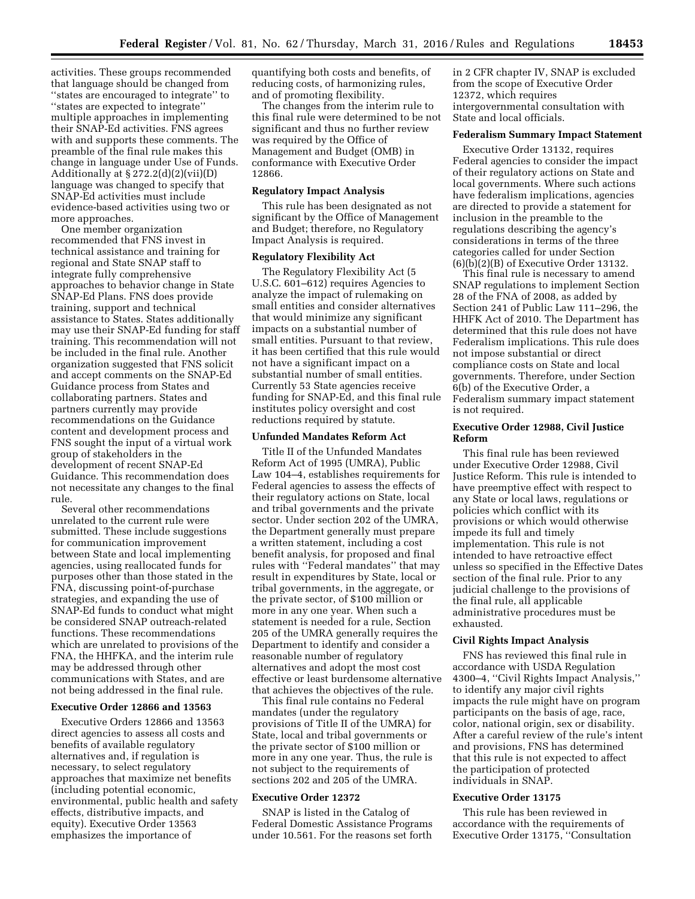activities. These groups recommended that language should be changed from ''states are encouraged to integrate'' to ''states are expected to integrate'' multiple approaches in implementing their SNAP-Ed activities. FNS agrees with and supports these comments. The preamble of the final rule makes this change in language under Use of Funds. Additionally at § 272.2(d)(2)(vii)(D) language was changed to specify that SNAP-Ed activities must include evidence-based activities using two or more approaches.

One member organization recommended that FNS invest in technical assistance and training for regional and State SNAP staff to integrate fully comprehensive approaches to behavior change in State SNAP-Ed Plans. FNS does provide training, support and technical assistance to States. States additionally may use their SNAP-Ed funding for staff training. This recommendation will not be included in the final rule. Another organization suggested that FNS solicit and accept comments on the SNAP-Ed Guidance process from States and collaborating partners. States and partners currently may provide recommendations on the Guidance content and development process and FNS sought the input of a virtual work group of stakeholders in the development of recent SNAP-Ed Guidance. This recommendation does not necessitate any changes to the final rule.

Several other recommendations unrelated to the current rule were submitted. These include suggestions for communication improvement between State and local implementing agencies, using reallocated funds for purposes other than those stated in the FNA, discussing point-of-purchase strategies, and expanding the use of SNAP-Ed funds to conduct what might be considered SNAP outreach-related functions. These recommendations which are unrelated to provisions of the FNA, the HHFKA, and the interim rule may be addressed through other communications with States, and are not being addressed in the final rule.

**Executive Order 12866 and 13563**

Executive Orders 12866 and 13563 direct agencies to assess all costs and benefits of available regulatory alternatives and, if regulation is necessary, to select regulatory approaches that maximize net benefits (including potential economic, environmental, public health and safety effects, distributive impacts, and equity). Executive Order 13563 emphasizes the importance of quantifying both costs and benefits, of reducing costs, of harmonizing rules, and of promoting flexibility.

The changes from the interim rule to this final rule were determined to be not significant and thus no further review was required by the Office of Management and Budget (OMB) in conformance with Executive Order 12866.

**Regulatory Impact Analysis**

This rule has been designated as not significant by the Office of Management and Budget; therefore, no Regulatory Impact Analysis is required.

**Regulatory Flexibility Act**

The Regulatory Flexibility Act (5 U.S.C. 601–612) requires Agencies to analyze the impact of rulemaking on small entities and consider alternatives that would minimize any significant impacts on a substantial number of small entities. Pursuant to that review, it has been certified that this rule would not have a significant impact on a substantial number of small entities. Currently 53 State agencies receive funding for SNAP-Ed, and this final rule institutes policy oversight and cost reductions required by statute.

**Unfunded Mandates Reform Act**

Title II of the Unfunded Mandates Reform Act of 1995 (UMRA), Public Law 104–4, establishes requirements for Federal agencies to assess the effects of their regulatory actions on State, local and tribal governments and the private sector. Under section 202 of the UMRA, the Department generally must prepare a written statement, including a cost benefit analysis, for proposed and final rules with ''Federal mandates'' that may result in expenditures by State, local or tribal governments, in the aggregate, or the private sector, of $100 million or more in any one year. When such a statement is needed for a rule, Section 205 of the UMRA generally requires the Department to identify and consider a reasonable number of regulatory alternatives and adopt the most cost effective or least burdensome alternative that achieves the objectives of the rule.

This final rule contains no Federal mandates (under the regulatory provisions of Title II of the UMRA) for State, local and tribal governments or the private sector of $100 million or more in any one year. Thus, the rule is not subject to the requirements of sections 202 and 205 of the UMRA.

**Executive Order 12372**

SNAP is listed in the Catalog of Federal Domestic Assistance Programs under 10.561. For the reasons set forth in 2 CFR chapter IV, SNAP is excluded from the scope of Executive Order 12372, which requires intergovernmental consultation with State and local officials.

**Federalism Summary Impact Statement**

Executive Order 13132, requires Federal agencies to consider the impact of their regulatory actions on State and local governments. Where such actions have federalism implications, agencies are directed to provide a statement for inclusion in the preamble to the regulations describing the agency's considerations in terms of the three categories called for under Section (6)(b)(2)(B) of Executive Order 13132.

This final rule is necessary to amend SNAP regulations to implement Section 28 of the FNA of 2008, as added by Section 241 of Public Law 111–296, the HHFK Act of 2010. The Department has determined that this rule does not have Federalism implications. This rule does not impose substantial or direct compliance costs on State and local governments. Therefore, under Section 6(b) of the Executive Order, a Federalism summary impact statement is not required.

**Executive Order 12988, Civil Justice Reform**

This final rule has been reviewed under Executive Order 12988, Civil Justice Reform. This rule is intended to have preemptive effect with respect to any State or local laws, regulations or policies which conflict with its provisions or which would otherwise impede its full and timely implementation. This rule is not intended to have retroactive effect unless so specified in the Effective Dates section of the final rule. Prior to any judicial challenge to the provisions of the final rule, all applicable administrative procedures must be exhausted.

**Civil Rights Impact Analysis**

FNS has reviewed this final rule in accordance with USDA Regulation 4300–4, ''Civil Rights Impact Analysis,'' to identify any major civil rights impacts the rule might have on program participants on the basis of age, race, color, national origin, sex or disability. After a careful review of the rule's intent and provisions, FNS has determined that this rule is not expected to affect the participation of protected individuals in SNAP.

**Executive Order 13175**

This rule has been reviewed in accordance with the requirements of Executive Order 13175, ''Consultation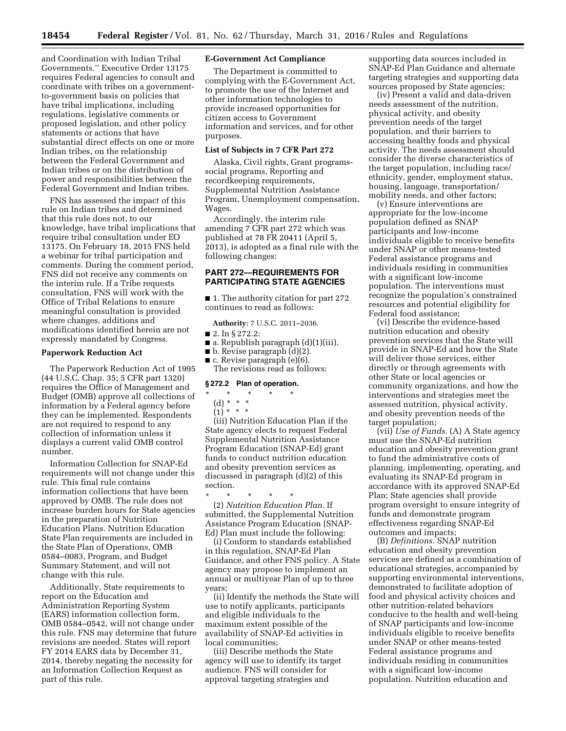and Coordination with Indian Tribal Governments.'' Executive Order 13175 requires Federal agencies to consult and coordinate with tribes on a government-to-government basis on policies that have tribal implications, including regulations, legislative comments or proposed legislation, and other policy statements or actions that have substantial direct effects on one or more Indian tribes, on the relationship between the Federal Government and Indian tribes or on the distribution of power and responsibilities between the Federal Government and Indian tribes.

FNS has assessed the impact of this rule on Indian tribes and determined that this rule does not, to our knowledge, have tribal implications that require tribal consultation under EO 13175. On February 18, 2015 FNS held a webinar for tribal participation and comments. During the comment period, FNS did not receive any comments on the interim rule. If a Tribe requests consultation, FNS will work with the Office of Tribal Relations to ensure meaningful consultation is provided where changes, additions and modifications identified herein are not expressly mandated by Congress.

**Paperwork Reduction Act**

The Paperwork Reduction Act of 1995 (44 U.S.C. Chap. 35; 5 CFR part 1320) requires the Office of Management and Budget (OMB) approve all collections of information by a Federal agency before they can be implemented. Respondents are not required to respond to any collection of information unless it displays a current valid OMB control number.

Information Collection for SNAP-Ed requirements will not change under this rule. This final rule contains information collections that have been approved by OMB. The rule does not increase burden hours for State agencies in the preparation of Nutrition Education Plans. Nutrition Education State Plan requirements are included in the State Plan of Operations, OMB 0584–0083, Program, and Budget Summary Statement, and will not change with this rule.

Additionally, State requirements to report on the Education and Administration Reporting System (EARS) information collection form, OMB 0584–0542, will not change under this rule. FNS may determine that future revisions are needed. States will report FY 2014 EARS data by December 31, 2014, thereby negating the necessity for an Information Collection Request as part of this rule.

**E-Government Act Compliance**

The Department is committed to complying with the E-Government Act, to promote the use of the Internet and other information technologies to provide increased opportunities for citizen access to Government information and services, and for other purposes.

**List of Subjects in 7 CFR Part 272**

Alaska, Civil rights, Grant programs-social programs, Reporting and recordkeeping requirements, Supplemental Nutrition Assistance Program, Unemployment compensation, Wages.

Accordingly, the interim rule amending 7 CFR part 272 which was published at 78 FR 20411 (April 5, 2013), is adopted as a final rule with the following changes:

## PART 272—REQUIREMENTS FOR PARTICIPATING STATE AGENCIES

■ 1. The authority citation for part 272 continues to read as follows:

**Authority:** 7 U.S.C. 2011–2036.

■ 2. In § 272.2:
■ a. Republish paragraph (d)(1)(iii).
■ b. Revise paragraph (d)(2).
■ c. Revise paragraph (e)(6).

The revisions read as follows:

**§ 272.2 Plan of operation.**

\* \* \* \* \*

(d) \* \* \*

(1) \* \* \*

(iii) Nutrition Education Plan if the State agency elects to request Federal Supplemental Nutrition Assistance Program Education (SNAP-Ed) grant funds to conduct nutrition education and obesity prevention services as discussed in paragraph (d)(2) of this section.

\* \* \* \* \*

(2) *Nutrition Education Plan.* If submitted, the Supplemental Nutrition Assistance Program Education (SNAP-Ed) Plan must include the following:

(i) Conform to standards established in this regulation, SNAP-Ed Plan Guidance, and other FNS policy. A State agency may propose to implement an annual or multiyear Plan of up to three years;

(ii) Identify the methods the State will use to notify applicants, participants and eligible individuals to the maximum extent possible of the availability of SNAP-Ed activities in local communities;

(iii) Describe methods the State agency will use to identify its target audience. FNS will consider for approval targeting strategies and supporting data sources included in SNAP-Ed Plan Guidance and alternate targeting strategies and supporting data sources proposed by State agencies;

(iv) Present a valid and data-driven needs assessment of the nutrition, physical activity, and obesity prevention needs of the target population, and their barriers to accessing healthy foods and physical activity. The needs assessment should consider the diverse characteristics of the target population, including race/ethnicity, gender, employment status, housing, language, transportation/mobility needs, and other factors;

(v) Ensure interventions are appropriate for the low-income population defined as SNAP participants and low-income individuals eligible to receive benefits under SNAP or other means-tested Federal assistance programs and individuals residing in communities with a significant low-income population. The interventions must recognize the population's constrained resources and potential eligibility for Federal food assistance;

(vi) Describe the evidence-based nutrition education and obesity prevention services that the State will provide in SNAP-Ed and how the State will deliver those services, either directly or through agreements with other State or local agencies or community organizations, and how the interventions and strategies meet the assessed nutrition, physical activity, and obesity prevention needs of the target population;

(vii) *Use of Funds.* (A) A State agency must use the SNAP-Ed nutrition education and obesity prevention grant to fund the administrative costs of planning, implementing, operating, and evaluating its SNAP-Ed program in accordance with its approved SNAP-Ed Plan; State agencies shall provide program oversight to ensure integrity of funds and demonstrate program effectiveness regarding SNAP-Ed outcomes and impacts;

(B) *Definitions.* SNAP nutrition education and obesity prevention services are defined as a combination of educational strategies, accompanied by supporting environmental interventions, demonstrated to facilitate adoption of food and physical activity choices and other nutrition-related behaviors conducive to the health and well-being of SNAP participants and low-income individuals eligible to receive benefits under SNAP or other means-tested Federal assistance programs and individuals residing in communities with a significant low-income population. Nutrition education and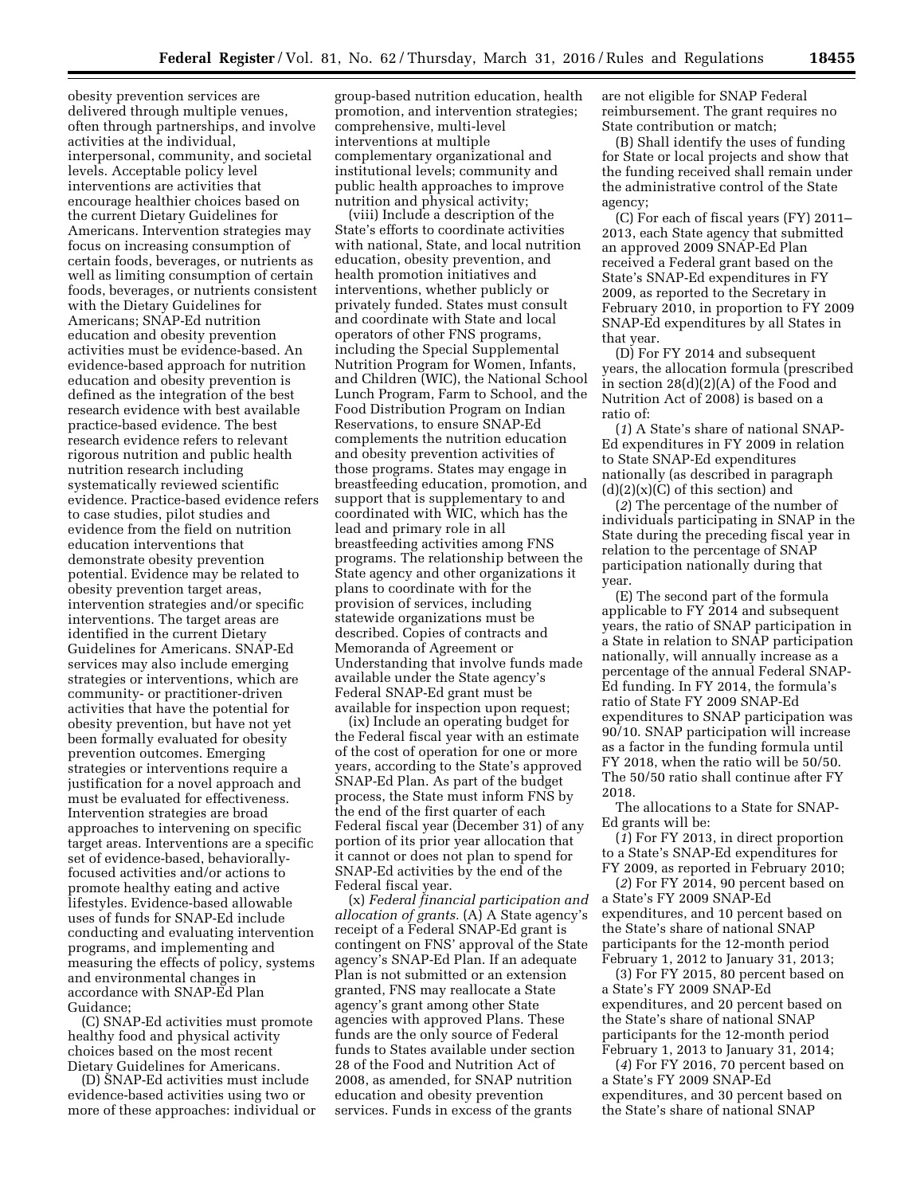obesity prevention services are delivered through multiple venues, often through partnerships, and involve activities at the individual, interpersonal, community, and societal levels. Acceptable policy level interventions are activities that encourage healthier choices based on the current Dietary Guidelines for Americans. Intervention strategies may focus on increasing consumption of certain foods, beverages, or nutrients as well as limiting consumption of certain foods, beverages, or nutrients consistent with the Dietary Guidelines for Americans; SNAP-Ed nutrition education and obesity prevention activities must be evidence-based. An evidence-based approach for nutrition education and obesity prevention is defined as the integration of the best research evidence with best available practice-based evidence. The best research evidence refers to relevant rigorous nutrition and public health nutrition research including systematically reviewed scientific evidence. Practice-based evidence refers to case studies, pilot studies and evidence from the field on nutrition education interventions that demonstrate obesity prevention potential. Evidence may be related to obesity prevention target areas, intervention strategies and/or specific interventions. The target areas are identified in the current Dietary Guidelines for Americans. SNAP-Ed services may also include emerging strategies or interventions, which are community- or practitioner-driven activities that have the potential for obesity prevention, but have not yet been formally evaluated for obesity prevention outcomes. Emerging strategies or interventions require a justification for a novel approach and must be evaluated for effectiveness. Intervention strategies are broad approaches to intervening on specific target areas. Interventions are a specific set of evidence-based, behaviorally-focused activities and/or actions to promote healthy eating and active lifestyles. Evidence-based allowable uses of funds for SNAP-Ed include conducting and evaluating intervention programs, and implementing and measuring the effects of policy, systems and environmental changes in accordance with SNAP-Ed Plan Guidance;

(C) SNAP-Ed activities must promote healthy food and physical activity choices based on the most recent Dietary Guidelines for Americans.

(D) SNAP-Ed activities must include evidence-based activities using two or more of these approaches: individual or group-based nutrition education, health promotion, and intervention strategies; comprehensive, multi-level interventions at multiple complementary organizational and institutional levels; community and public health approaches to improve nutrition and physical activity;

(viii) Include a description of the State's efforts to coordinate activities with national, State, and local nutrition education, obesity prevention, and health promotion initiatives and interventions, whether publicly or privately funded. States must consult and coordinate with State and local operators of other FNS programs, including the Special Supplemental Nutrition Program for Women, Infants, and Children (WIC), the National School Lunch Program, Farm to School, and the Food Distribution Program on Indian Reservations, to ensure SNAP-Ed complements the nutrition education and obesity prevention activities of those programs. States may engage in breastfeeding education, promotion, and support that is supplementary to and coordinated with WIC, which has the lead and primary role in all breastfeeding activities among FNS programs. The relationship between the State agency and other organizations it plans to coordinate with for the provision of services, including statewide organizations must be described. Copies of contracts and Memoranda of Agreement or Understanding that involve funds made available under the State agency's Federal SNAP-Ed grant must be available for inspection upon request;

(ix) Include an operating budget for the Federal fiscal year with an estimate of the cost of operation for one or more years, according to the State's approved SNAP-Ed Plan. As part of the budget process, the State must inform FNS by the end of the first quarter of each Federal fiscal year (December 31) of any portion of its prior year allocation that it cannot or does not plan to spend for SNAP-Ed activities by the end of the Federal fiscal year.

(x) *Federal financial participation and allocation of grants.* (A) A State agency's receipt of a Federal SNAP-Ed grant is contingent on FNS' approval of the State agency's SNAP-Ed Plan. If an adequate Plan is not submitted or an extension granted, FNS may reallocate a State agency's grant among other State agencies with approved Plans. These funds are the only source of Federal funds to States available under section 28 of the Food and Nutrition Act of 2008, as amended, for SNAP nutrition education and obesity prevention services. Funds in excess of the grants are not eligible for SNAP Federal reimbursement. The grant requires no State contribution or match;

(B) Shall identify the uses of funding for State or local projects and show that the funding received shall remain under the administrative control of the State agency;

(C) For each of fiscal years (FY) 2011–2013, each State agency that submitted an approved 2009 SNAP-Ed Plan received a Federal grant based on the State's SNAP-Ed expenditures in FY 2009, as reported to the Secretary in February 2010, in proportion to FY 2009 SNAP-Ed expenditures by all States in that year.

(D) For FY 2014 and subsequent years, the allocation formula (prescribed in section 28(d)(2)(A) of the Food and Nutrition Act of 2008) is based on a ratio of:

(*1*) A State's share of national SNAP-Ed expenditures in FY 2009 in relation to State SNAP-Ed expenditures nationally (as described in paragraph (d)(2)(x)(C) of this section) and

(*2*) The percentage of the number of individuals participating in SNAP in the State during the preceding fiscal year in relation to the percentage of SNAP participation nationally during that year.

(E) The second part of the formula applicable to FY 2014 and subsequent years, the ratio of SNAP participation in a State in relation to SNAP participation nationally, will annually increase as a percentage of the annual Federal SNAP-Ed funding. In FY 2014, the formula's ratio of State FY 2009 SNAP-Ed expenditures to SNAP participation was 90/10. SNAP participation will increase as a factor in the funding formula until FY 2018, when the ratio will be 50/50. The 50/50 ratio shall continue after FY 2018.

The allocations to a State for SNAP-Ed grants will be:

(*1*) For FY 2013, in direct proportion to a State's SNAP-Ed expenditures for FY 2009, as reported in February 2010;

(*2*) For FY 2014, 90 percent based on a State's FY 2009 SNAP-Ed expenditures, and 10 percent based on the State's share of national SNAP participants for the 12-month period February 1, 2012 to January 31, 2013;

(*3*) For FY 2015, 80 percent based on a State's FY 2009 SNAP-Ed expenditures, and 20 percent based on the State's share of national SNAP participants for the 12-month period February 1, 2013 to January 31, 2014;

(*4*) For FY 2016, 70 percent based on a State's FY 2009 SNAP-Ed expenditures, and 30 percent based on the State's share of national SNAP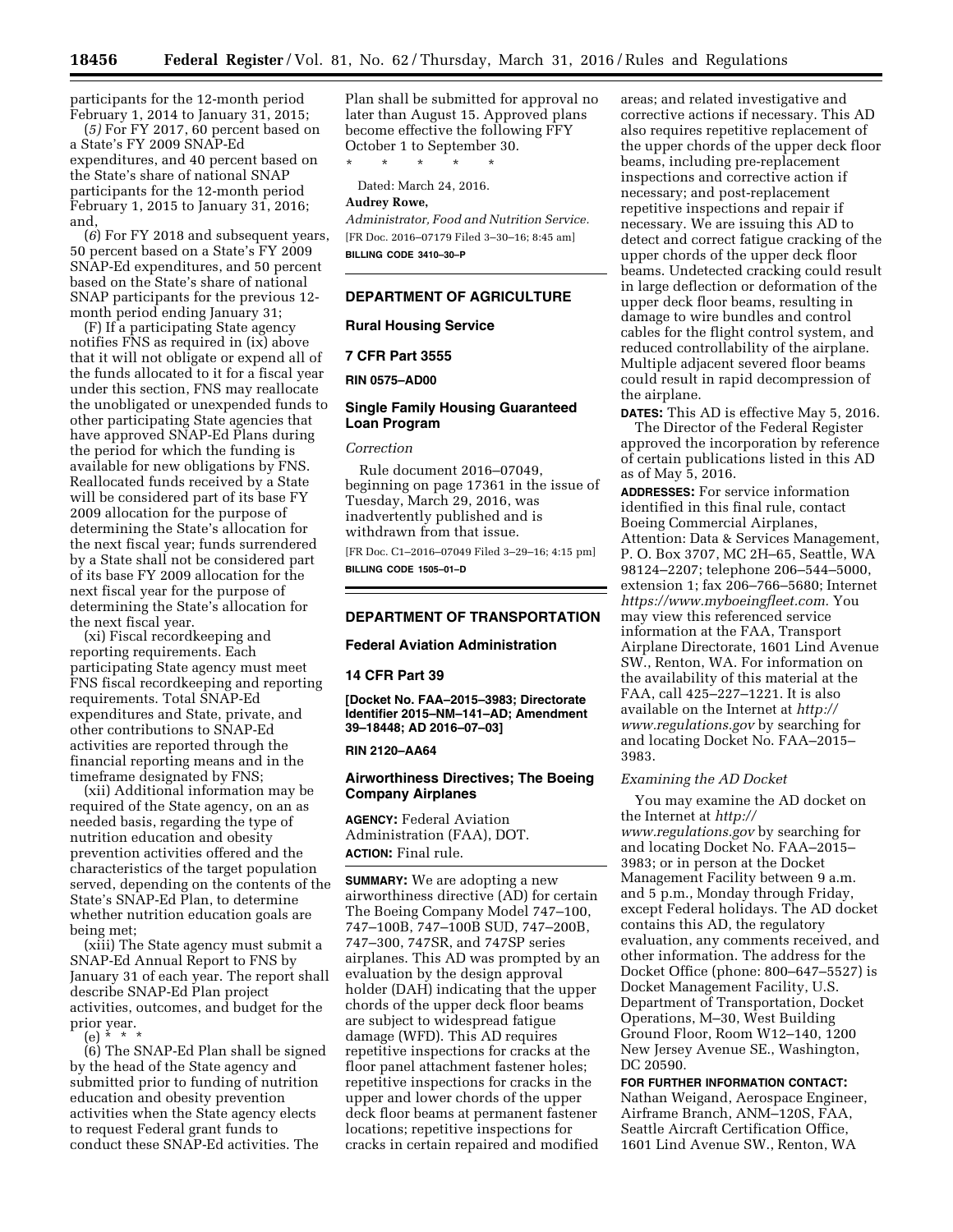participants for the 12-month period February 1, 2014 to January 31, 2015;

(*5*) For FY 2017, 60 percent based on a State's FY 2009 SNAP-Ed expenditures, and 40 percent based on the State's share of national SNAP participants for the 12-month period February 1, 2015 to January 31, 2016; and,

(*6*) For FY 2018 and subsequent years, 50 percent based on a State's FY 2009 SNAP-Ed expenditures, and 50 percent based on the State's share of national SNAP participants for the previous 12-month period ending January 31;

(F) If a participating State agency notifies FNS as required in (ix) above that it will not obligate or expend all of the funds allocated to it for a fiscal year under this section, FNS may reallocate the unobligated or unexpended funds to other participating State agencies that have approved SNAP-Ed Plans during the period for which the funding is available for new obligations by FNS. Reallocated funds received by a State will be considered part of its base FY 2009 allocation for the purpose of determining the State's allocation for the next fiscal year; funds surrendered by a State shall not be considered part of its base FY 2009 allocation for the next fiscal year for the purpose of determining the State's allocation for the next fiscal year.

(xi) Fiscal recordkeeping and reporting requirements. Each participating State agency must meet FNS fiscal recordkeeping and reporting requirements. Total SNAP-Ed expenditures and State, private, and other contributions to SNAP-Ed activities are reported through the financial reporting means and in the timeframe designated by FNS;

(xii) Additional information may be required of the State agency, on an as needed basis, regarding the type of nutrition education and obesity prevention activities offered and the characteristics of the target population served, depending on the contents of the State's SNAP-Ed Plan, to determine whether nutrition education goals are being met;

(xiii) The State agency must submit a SNAP-Ed Annual Report to FNS by January 31 of each year. The report shall describe SNAP-Ed Plan project activities, outcomes, and budget for the prior year.

(e) * * *

(6) The SNAP-Ed Plan shall be signed by the head of the State agency and submitted prior to funding of nutrition education and obesity prevention activities when the State agency elects to request Federal grant funds to conduct these SNAP-Ed activities. The Plan shall be submitted for approval no later than August 15. Approved plans become effective the following FFY October 1 to September 30.

\* \* \* \* \*

Dated: March 24, 2016.

**Audrey Rowe,**

*Administrator, Food and Nutrition Service.*

[FR Doc. 2016–07179 Filed 3–30–16; 8:45 am]

**BILLING CODE 3410–30–P**

---

## DEPARTMENT OF AGRICULTURE

### Rural Housing Service

### 7 CFR Part 3555

**RIN 0575–AD00**

### Single Family Housing Guaranteed Loan Program

*Correction*

Rule document 2016–07049, beginning on page 17361 in the issue of Tuesday, March 29, 2016, was inadvertently published and is withdrawn from that issue.

[FR Doc. C1–2016–07049 Filed 3–29–16; 4:15 pm]

**BILLING CODE 1505–01–D**

---

## DEPARTMENT OF TRANSPORTATION

### Federal Aviation Administration

### 14 CFR Part 39

**[Docket No. FAA–2015–3983; Directorate Identifier 2015–NM–141–AD; Amendment 39–18448; AD 2016–07–03]**

**RIN 2120–AA64**

### Airworthiness Directives; The Boeing Company Airplanes

**AGENCY:** Federal Aviation Administration (FAA), DOT.

**ACTION:** Final rule.

**SUMMARY:** We are adopting a new airworthiness directive (AD) for certain The Boeing Company Model 747–100, 747–100B, 747–100B SUD, 747–200B, 747–300, 747SR, and 747SP series airplanes. This AD was prompted by an evaluation by the design approval holder (DAH) indicating that the upper chords of the upper deck floor beams are subject to widespread fatigue damage (WFD). This AD requires repetitive inspections for cracks at the floor panel attachment fastener holes; repetitive inspections for cracks in the upper and lower chords of the upper deck floor beams at permanent fastener locations; repetitive inspections for cracks in certain repaired and modified areas; and related investigative and corrective actions if necessary. This AD also requires repetitive replacement of the upper chords of the upper deck floor beams, including pre-replacement inspections and corrective action if necessary; and post-replacement repetitive inspections and repair if necessary. We are issuing this AD to detect and correct fatigue cracking of the upper chords of the upper deck floor beams. Undetected cracking could result in large deflection or deformation of the upper deck floor beams, resulting in damage to wire bundles and control cables for the flight control system, and reduced controllability of the airplane. Multiple adjacent severed floor beams could result in rapid decompression of the airplane.

**DATES:** This AD is effective May 5, 2016.

The Director of the Federal Register approved the incorporation by reference of certain publications listed in this AD as of May 5, 2016.

**ADDRESSES:** For service information identified in this final rule, contact Boeing Commercial Airplanes, Attention: Data & Services Management, P. O. Box 3707, MC 2H–65, Seattle, WA 98124–2207; telephone 206–544–5000, extension 1; fax 206–766–5680; Internet *https://www.myboeingfleet.com.* You may view this referenced service information at the FAA, Transport Airplane Directorate, 1601 Lind Avenue SW., Renton, WA. For information on the availability of this material at the FAA, call 425–227–1221. It is also available on the Internet at *http://www.regulations.gov* by searching for and locating Docket No. FAA–2015–3983.

*Examining the AD Docket*

You may examine the AD docket on the Internet at *http://www.regulations.gov* by searching for and locating Docket No. FAA–2015–3983; or in person at the Docket Management Facility between 9 a.m. and 5 p.m., Monday through Friday, except Federal holidays. The AD docket contains this AD, the regulatory evaluation, any comments received, and other information. The address for the Docket Office (phone: 800–647–5527) is Docket Management Facility, U.S. Department of Transportation, Docket Operations, M–30, West Building Ground Floor, Room W12–140, 1200 New Jersey Avenue SE., Washington, DC 20590.

**FOR FURTHER INFORMATION CONTACT:** Nathan Weigand, Aerospace Engineer, Airframe Branch, ANM–120S, FAA, Seattle Aircraft Certification Office, 1601 Lind Avenue SW., Renton, WA